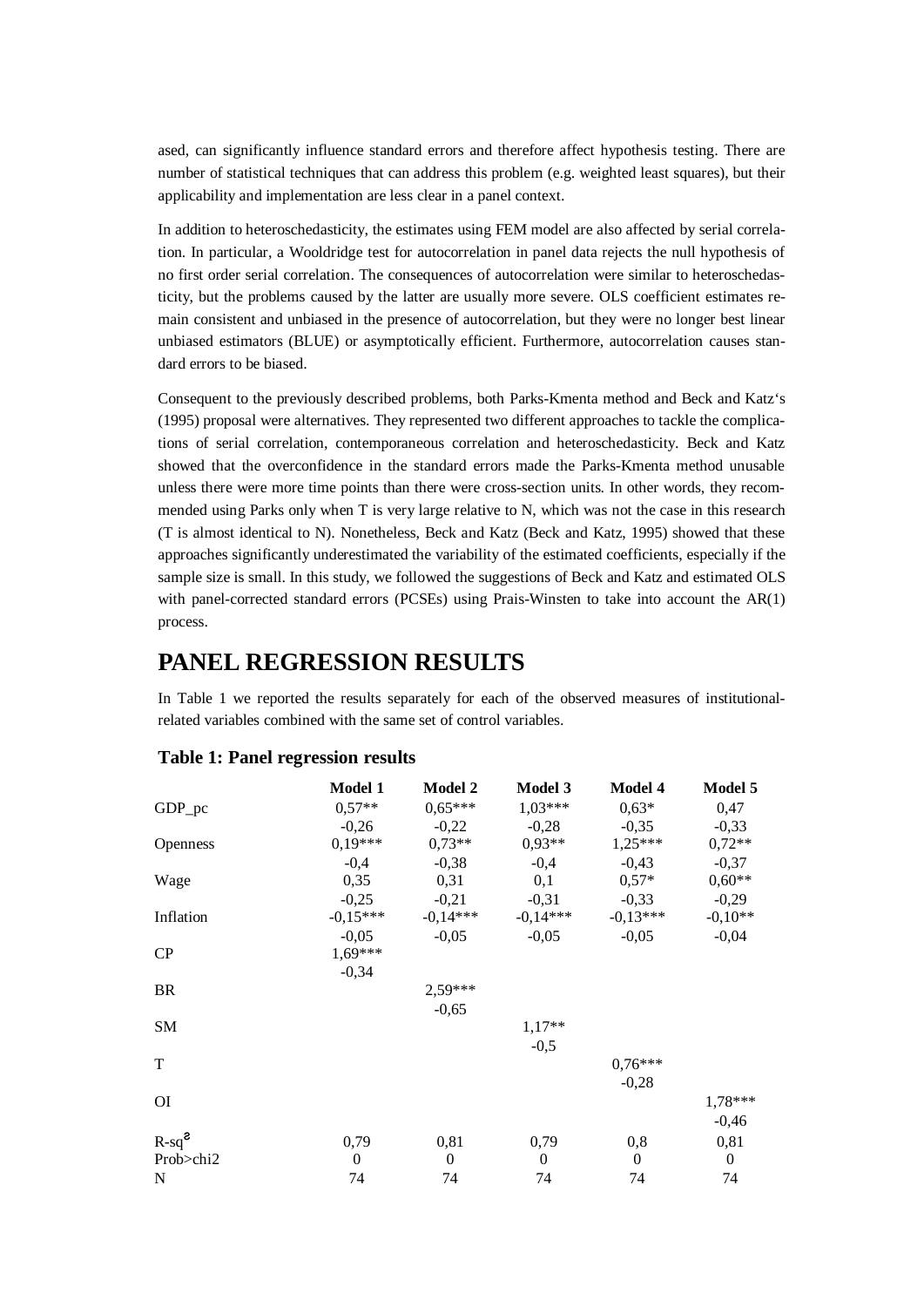ased, can significantly influence standard errors and therefore affect hypothesis testing. There are number of statistical techniques that can address this problem (e.g. weighted least squares), but their applicability and implementation are less clear in a panel context.

In addition to heteroschedasticity, the estimates using FEM model are also affected by serial correlation. In particular, a Wooldridge test for autocorrelation in panel data rejects the null hypothesis of no first order serial correlation. The consequences of autocorrelation were similar to heteroschedasticity, but the problems caused by the latter are usually more severe. OLS coefficient estimates remain consistent and unbiased in the presence of autocorrelation, but they were no longer best linear unbiased estimators (BLUE) or asymptotically efficient. Furthermore, autocorrelation causes standard errors to be biased.

Consequent to the previously described problems, both Parks-Kmenta method and Beck and Katz's (1995) proposal were alternatives. They represented two different approaches to tackle the complications of serial correlation, contemporaneous correlation and heteroschedasticity. Beck and Katz showed that the overconfidence in the standard errors made the Parks-Kmenta method unusable unless there were more time points than there were cross-section units. In other words, they recommended using Parks only when T is very large relative to N, which was not the case in this research (T is almost identical to N). Nonetheless, Beck and Katz (Beck and Katz, 1995) showed that these approaches significantly underestimated the variability of the estimated coefficients, especially if the sample size is small. In this study, we followed the suggestions of Beck and Katz and estimated OLS with panel-corrected standard errors (PCSEs) using Prais-Winsten to take into account the AR(1) process.

# PANEL REGRESSION RESULTS

In Table 1 we reported the results separately for each of the observed measures of institutional-related variables combined with the same set of control variables.

**Table 1: Panel regression results**

| | Model 1 | Model 2 | Model 3 | Model 4 | Model 5 |
|---|---|---|---|---|---|
| GDP_pc | 0,57** | 0,65*** | 1,03*** | 0,63* | 0,47 |
| | -0,26 | -0,22 | -0,28 | -0,35 | -0,33 |
| Openness | 0,19*** | 0,73** | 0,93** | 1,25*** | 0,72** |
| | -0,4 | -0,38 | -0,4 | -0,43 | -0,37 |
| Wage | 0,35 | 0,31 | 0,1 | 0,57* | 0,60** |
| | -0,25 | -0,21 | -0,31 | -0,33 | -0,29 |
| Inflation | -0,15*** | -0,14*** | -0,14*** | -0,13*** | -0,10** |
| | -0,05 | -0,05 | -0,05 | -0,05 | -0,04 |
| CP | 1,69*** | | | | |
| | -0,34 | | | | |
| BR | | 2,59*** | | | |
| | | -0,65 | | | |
| SM | | | 1,17** | | |
| | | | -0,5 | | |
| T | | | | 0,76*** | |
| | | | | -0,28 | |
| OI | | | | | 1,78*** |
| | | | | | -0,46 |
| R-sq$^2$ | 0,79 | 0,81 | 0,79 | 0,8 | 0,81 |
| Prob>chi2 | 0 | 0 | 0 | 0 | 0 |
| N | 74 | 74 | 74 | 74 | 74 |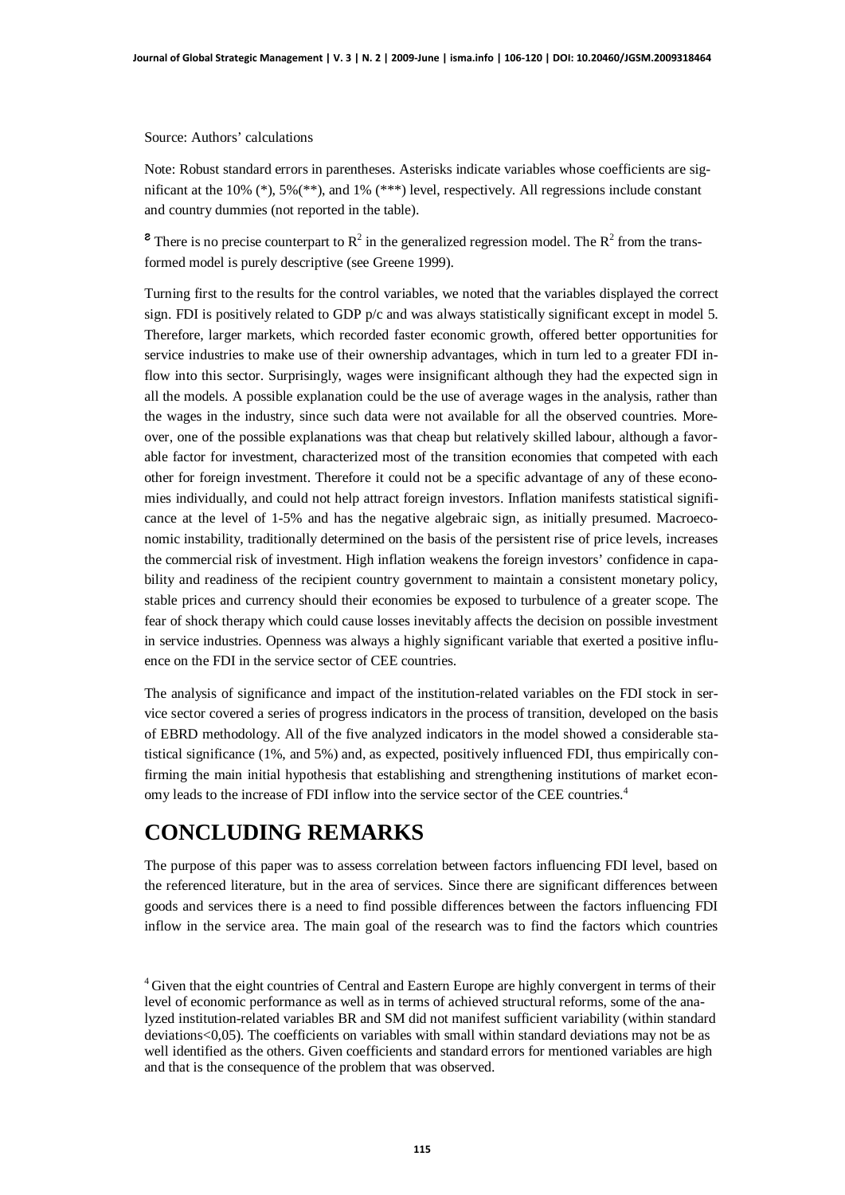Source: Authors' calculations

Note: Robust standard errors in parentheses. Asterisks indicate variables whose coefficients are significant at the 10% (*), 5%(**), and 1% (***) level, respectively. All regressions include constant and country dummies (not reported in the table).

[a] There is no precise counterpart to $R^2$ in the generalized regression model. The $R^2$ from the transformed model is purely descriptive (see Greene 1999).

Turning first to the results for the control variables, we noted that the variables displayed the correct sign. FDI is positively related to GDP p/c and was always statistically significant except in model 5. Therefore, larger markets, which recorded faster economic growth, offered better opportunities for service industries to make use of their ownership advantages, which in turn led to a greater FDI inflow into this sector. Surprisingly, wages were insignificant although they had the expected sign in all the models. A possible explanation could be the use of average wages in the analysis, rather than the wages in the industry, since such data were not available for all the observed countries. Moreover, one of the possible explanations was that cheap but relatively skilled labour, although a favorable factor for investment, characterized most of the transition economies that competed with each other for foreign investment. Therefore it could not be a specific advantage of any of these economies individually, and could not help attract foreign investors. Inflation manifests statistical significance at the level of 1-5% and has the negative algebraic sign, as initially presumed. Macroeconomic instability, traditionally determined on the basis of the persistent rise of price levels, increases the commercial risk of investment. High inflation weakens the foreign investors' confidence in capability and readiness of the recipient country government to maintain a consistent monetary policy, stable prices and currency should their economies be exposed to turbulence of a greater scope. The fear of shock therapy which could cause losses inevitably affects the decision on possible investment in service industries. Openness was always a highly significant variable that exerted a positive influence on the FDI in the service sector of CEE countries.

The analysis of significance and impact of the institution-related variables on the FDI stock in service sector covered a series of progress indicators in the process of transition, developed on the basis of EBRD methodology. All of the five analyzed indicators in the model showed a considerable statistical significance (1%, and 5%) and, as expected, positively influenced FDI, thus empirically confirming the main initial hypothesis that establishing and strengthening institutions of market economy leads to the increase of FDI inflow into the service sector of the CEE countries.[4]

# CONCLUDING REMARKS

The purpose of this paper was to assess correlation between factors influencing FDI level, based on the referenced literature, but in the area of services. Since there are significant differences between goods and services there is a need to find possible differences between the factors influencing FDI inflow in the service area. The main goal of the research was to find the factors which countries

[4] Given that the eight countries of Central and Eastern Europe are highly convergent in terms of their level of economic performance as well as in terms of achieved structural reforms, some of the analyzed institution-related variables BR and SM did not manifest sufficient variability (within standard deviations<0,05). The coefficients on variables with small within standard deviations may not be as well identified as the others. Given coefficients and standard errors for mentioned variables are high and that is the consequence of the problem that was observed.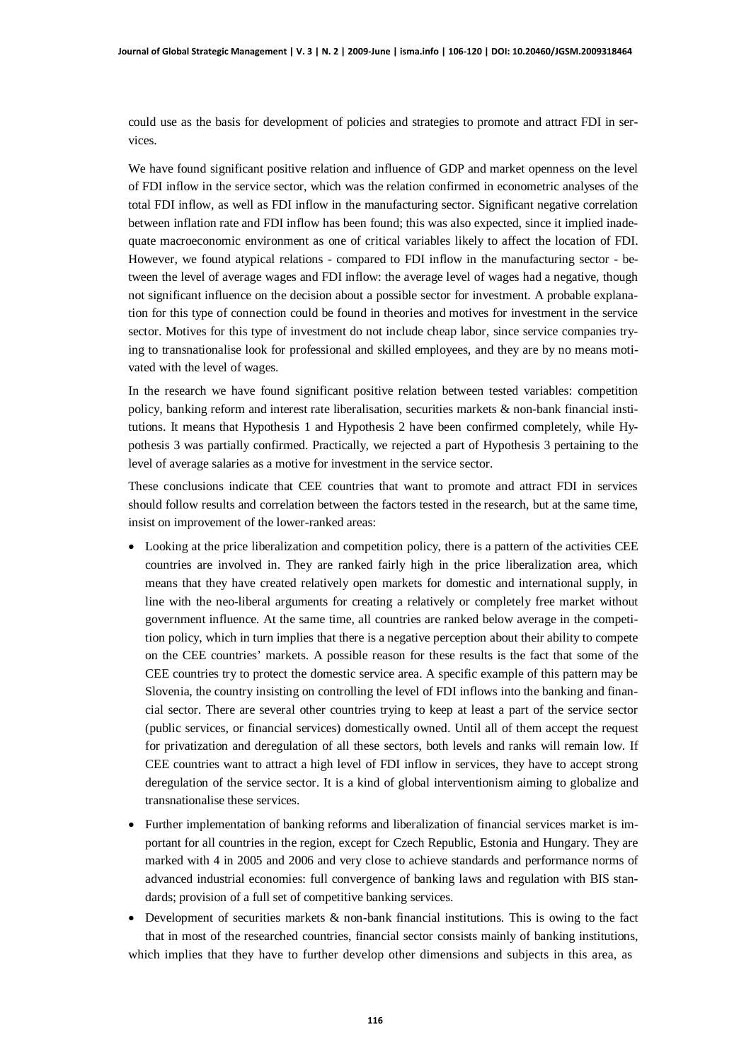could use as the basis for development of policies and strategies to promote and attract FDI in services.

We have found significant positive relation and influence of GDP and market openness on the level of FDI inflow in the service sector, which was the relation confirmed in econometric analyses of the total FDI inflow, as well as FDI inflow in the manufacturing sector. Significant negative correlation between inflation rate and FDI inflow has been found; this was also expected, since it implied inadequate macroeconomic environment as one of critical variables likely to affect the location of FDI. However, we found atypical relations - compared to FDI inflow in the manufacturing sector - between the level of average wages and FDI inflow: the average level of wages had a negative, though not significant influence on the decision about a possible sector for investment. A probable explanation for this type of connection could be found in theories and motives for investment in the service sector. Motives for this type of investment do not include cheap labor, since service companies trying to transnationalise look for professional and skilled employees, and they are by no means motivated with the level of wages.

In the research we have found significant positive relation between tested variables: competition policy, banking reform and interest rate liberalisation, securities markets & non-bank financial institutions. It means that Hypothesis 1 and Hypothesis 2 have been confirmed completely, while Hypothesis 3 was partially confirmed. Practically, we rejected a part of Hypothesis 3 pertaining to the level of average salaries as a motive for investment in the service sector.

These conclusions indicate that CEE countries that want to promote and attract FDI in services should follow results and correlation between the factors tested in the research, but at the same time, insist on improvement of the lower-ranked areas:

- Looking at the price liberalization and competition policy, there is a pattern of the activities CEE countries are involved in. They are ranked fairly high in the price liberalization area, which means that they have created relatively open markets for domestic and international supply, in line with the neo-liberal arguments for creating a relatively or completely free market without government influence. At the same time, all countries are ranked below average in the competition policy, which in turn implies that there is a negative perception about their ability to compete on the CEE countries' markets. A possible reason for these results is the fact that some of the CEE countries try to protect the domestic service area. A specific example of this pattern may be Slovenia, the country insisting on controlling the level of FDI inflows into the banking and financial sector. There are several other countries trying to keep at least a part of the service sector (public services, or financial services) domestically owned. Until all of them accept the request for privatization and deregulation of all these sectors, both levels and ranks will remain low. If CEE countries want to attract a high level of FDI inflow in services, they have to accept strong deregulation of the service sector. It is a kind of global interventionism aiming to globalize and transnationalise these services.
- Further implementation of banking reforms and liberalization of financial services market is important for all countries in the region, except for Czech Republic, Estonia and Hungary. They are marked with 4 in 2005 and 2006 and very close to achieve standards and performance norms of advanced industrial economies: full convergence of banking laws and regulation with BIS standards; provision of a full set of competitive banking services.
- Development of securities markets & non-bank financial institutions. This is owing to the fact that in most of the researched countries, financial sector consists mainly of banking institutions, which implies that they have to further develop other dimensions and subjects in this area, as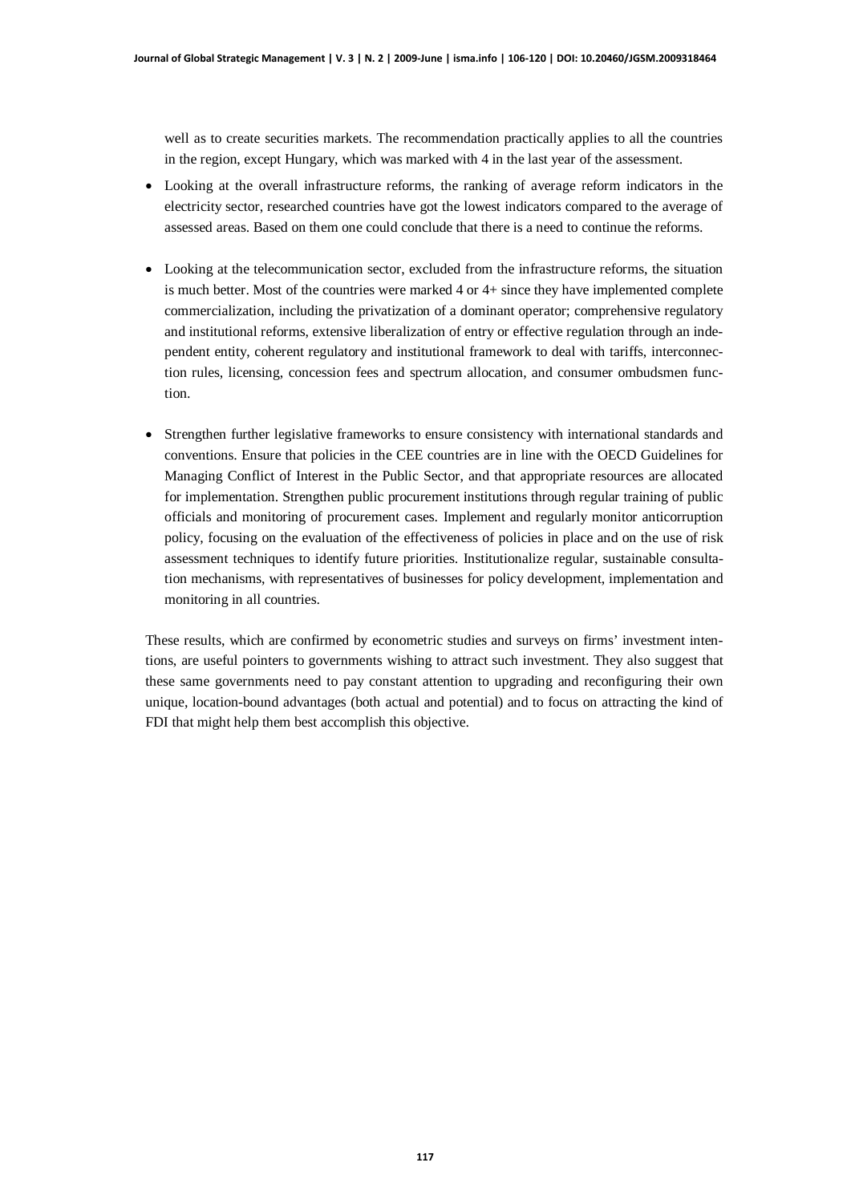well as to create securities markets. The recommendation practically applies to all the countries in the region, except Hungary, which was marked with 4 in the last year of the assessment.

- Looking at the overall infrastructure reforms, the ranking of average reform indicators in the electricity sector, researched countries have got the lowest indicators compared to the average of assessed areas. Based on them one could conclude that there is a need to continue the reforms.

- Looking at the telecommunication sector, excluded from the infrastructure reforms, the situation is much better. Most of the countries were marked 4 or 4+ since they have implemented complete commercialization, including the privatization of a dominant operator; comprehensive regulatory and institutional reforms, extensive liberalization of entry or effective regulation through an independent entity, coherent regulatory and institutional framework to deal with tariffs, interconnection rules, licensing, concession fees and spectrum allocation, and consumer ombudsmen function.

- Strengthen further legislative frameworks to ensure consistency with international standards and conventions. Ensure that policies in the CEE countries are in line with the OECD Guidelines for Managing Conflict of Interest in the Public Sector, and that appropriate resources are allocated for implementation. Strengthen public procurement institutions through regular training of public officials and monitoring of procurement cases. Implement and regularly monitor anticorruption policy, focusing on the evaluation of the effectiveness of policies in place and on the use of risk assessment techniques to identify future priorities. Institutionalize regular, sustainable consultation mechanisms, with representatives of businesses for policy development, implementation and monitoring in all countries.

These results, which are confirmed by econometric studies and surveys on firms' investment intentions, are useful pointers to governments wishing to attract such investment. They also suggest that these same governments need to pay constant attention to upgrading and reconfiguring their own unique, location-bound advantages (both actual and potential) and to focus on attracting the kind of FDI that might help them best accomplish this objective.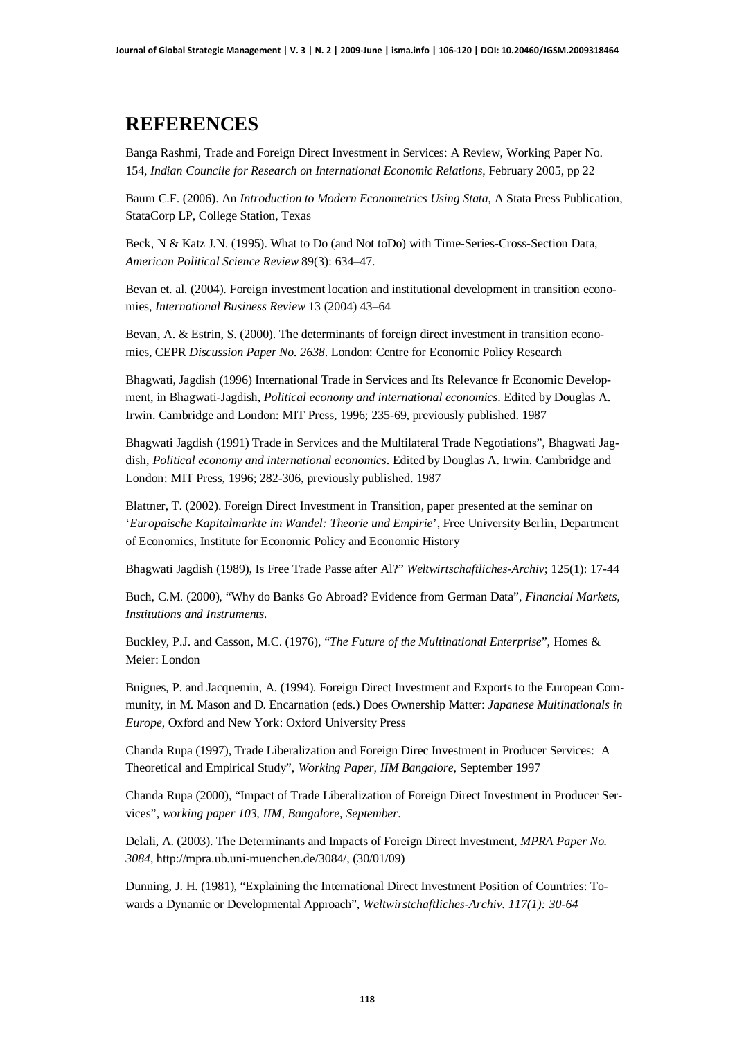# REFERENCES

Banga Rashmi, Trade and Foreign Direct Investment in Services: A Review, Working Paper No. 154, *Indian Councile for Research on International Economic Relations*, February 2005, pp 22

Baum C.F. (2006). An *Introduction to Modern Econometrics Using Stata*, A Stata Press Publication, StataCorp LP, College Station, Texas

Beck, N & Katz J.N. (1995). What to Do (and Not toDo) with Time-Series-Cross-Section Data, *American Political Science Review* 89(3): 634–47.

Bevan et. al. (2004). Foreign investment location and institutional development in transition economies, *International Business Review* 13 (2004) 43–64

Bevan, A. & Estrin, S. (2000). The determinants of foreign direct investment in transition economies, CEPR *Discussion Paper No. 2638*. London: Centre for Economic Policy Research

Bhagwati, Jagdish (1996) International Trade in Services and Its Relevance fr Economic Development, in Bhagwati-Jagdish, *Political economy and international economics*. Edited by Douglas A. Irwin. Cambridge and London: MIT Press, 1996; 235-69, previously published. 1987

Bhagwati Jagdish (1991) Trade in Services and the Multilateral Trade Negotiations", Bhagwati Jagdish, *Political economy and international economics*. Edited by Douglas A. Irwin. Cambridge and London: MIT Press, 1996; 282-306, previously published. 1987

Blattner, T. (2002). Foreign Direct Investment in Transition, paper presented at the seminar on '*Europaische Kapitalmarkte im Wandel: Theorie und Empirie*', Free University Berlin, Department of Economics, Institute for Economic Policy and Economic History

Bhagwati Jagdish (1989), Is Free Trade Passe after Al?" *Weltwirtschaftliches-Archiv*; 125(1): 17-44

Buch, C.M. (2000), "Why do Banks Go Abroad? Evidence from German Data", *Financial Markets, Institutions and Instruments.*

Buckley, P.J. and Casson, M.C. (1976), "*The Future of the Multinational Enterprise*", Homes & Meier: London

Buigues, P. and Jacquemin, A. (1994). Foreign Direct Investment and Exports to the European Community, in M. Mason and D. Encarnation (eds.) Does Ownership Matter: *Japanese Multinationals in Europe*, Oxford and New York: Oxford University Press

Chanda Rupa (1997), Trade Liberalization and Foreign Direc Investment in Producer Services: A Theoretical and Empirical Study", *Working Paper, IIM Bangalore*, September 1997

Chanda Rupa (2000), "Impact of Trade Liberalization of Foreign Direct Investment in Producer Services", *working paper 103, IIM, Bangalore, September*.

Delali, A. (2003). The Determinants and Impacts of Foreign Direct Investment, *MPRA Paper No. 3084*, http://mpra.ub.uni-muenchen.de/3084/, (30/01/09)

Dunning, J. H. (1981), "Explaining the International Direct Investment Position of Countries: Towards a Dynamic or Developmental Approach", *Weltwirstchaftliches-Archiv. 117(1): 30-64*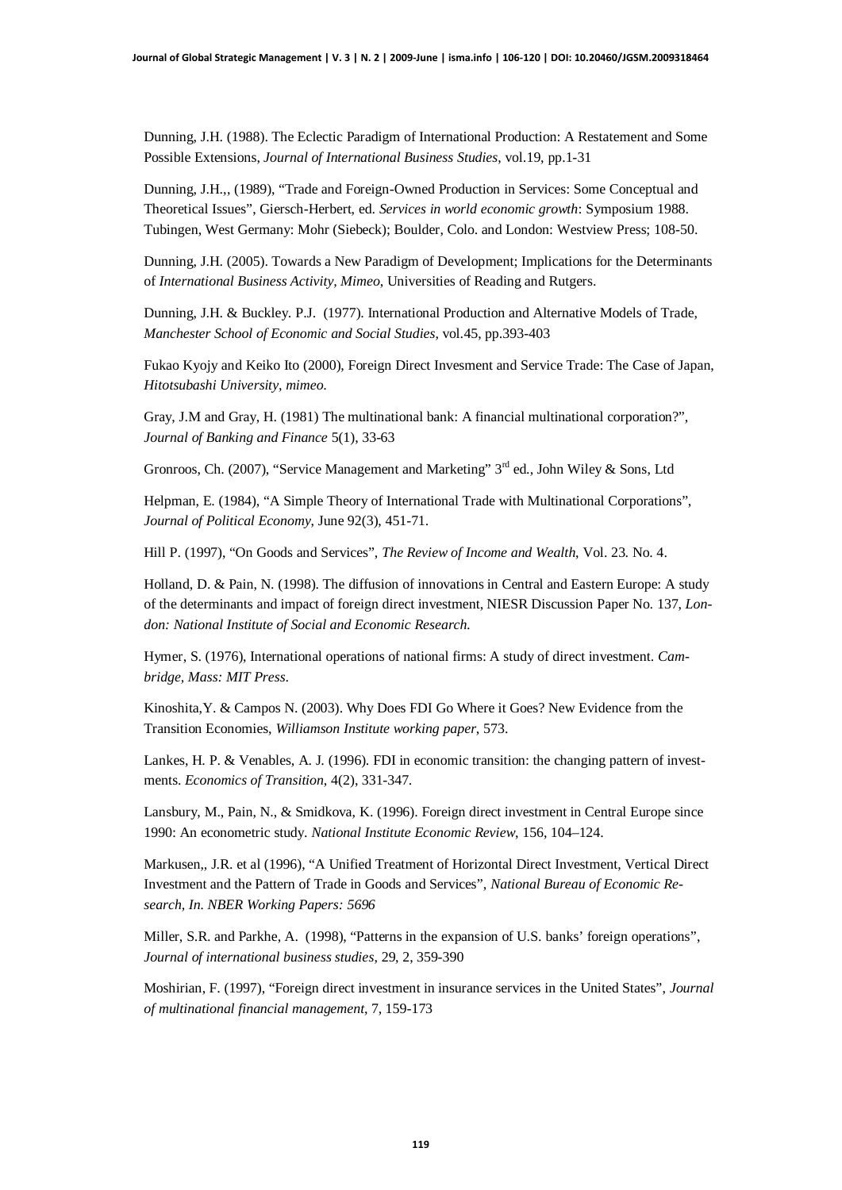Dunning, J.H. (1988). The Eclectic Paradigm of International Production: A Restatement and Some Possible Extensions, *Journal of International Business Studies*, vol.19, pp.1-31

Dunning, J.H.,, (1989), "Trade and Foreign-Owned Production in Services: Some Conceptual and Theoretical Issues", Giersch-Herbert, ed. *Services in world economic growth*: Symposium 1988. Tubingen, West Germany: Mohr (Siebeck); Boulder, Colo. and London: Westview Press; 108-50.

Dunning, J.H. (2005). Towards a New Paradigm of Development; Implications for the Determinants of *International Business Activity, Mimeo*, Universities of Reading and Rutgers.

Dunning, J.H. & Buckley. P.J. (1977). International Production and Alternative Models of Trade, *Manchester School of Economic and Social Studies*, vol.45, pp.393-403

Fukao Kyojy and Keiko Ito (2000), Foreign Direct Invesment and Service Trade: The Case of Japan, *Hitotsubashi University, mimeo.*

Gray, J.M and Gray, H. (1981) The multinational bank: A financial multinational corporation?", *Journal of Banking and Finance* 5(1), 33-63

Gronroos, Ch. (2007), "Service Management and Marketing" 3rd ed., John Wiley & Sons, Ltd

Helpman, E. (1984), "A Simple Theory of International Trade with Multinational Corporations", *Journal of Political Economy*, June 92(3), 451-71.

Hill P. (1997), "On Goods and Services", *The Review of Income and Wealth*, Vol. 23. No. 4.

Holland, D. & Pain, N. (1998). The diffusion of innovations in Central and Eastern Europe: A study of the determinants and impact of foreign direct investment, NIESR Discussion Paper No. 137, *London: National Institute of Social and Economic Research.*

Hymer, S. (1976), International operations of national firms: A study of direct investment. *Cambridge, Mass: MIT Press.*

Kinoshita,Y. & Campos N. (2003). Why Does FDI Go Where it Goes? New Evidence from the Transition Economies, *Williamson Institute working paper*, 573.

Lankes, H. P. & Venables, A. J. (1996). FDI in economic transition: the changing pattern of investments. *Economics of Transition*, 4(2), 331-347.

Lansbury, M., Pain, N., & Smidkova, K. (1996). Foreign direct investment in Central Europe since 1990: An econometric study. *National Institute Economic Review*, 156, 104–124.

Markusen,, J.R. et al (1996), "A Unified Treatment of Horizontal Direct Investment, Vertical Direct Investment and the Pattern of Trade in Goods and Services", *National Bureau of Economic Research, In. NBER Working Papers: 5696*

Miller, S.R. and Parkhe, A. (1998), "Patterns in the expansion of U.S. banks' foreign operations", *Journal of international business studies*, 29, 2, 359-390

Moshirian, F. (1997), "Foreign direct investment in insurance services in the United States", *Journal of multinational financial management*, 7, 159-173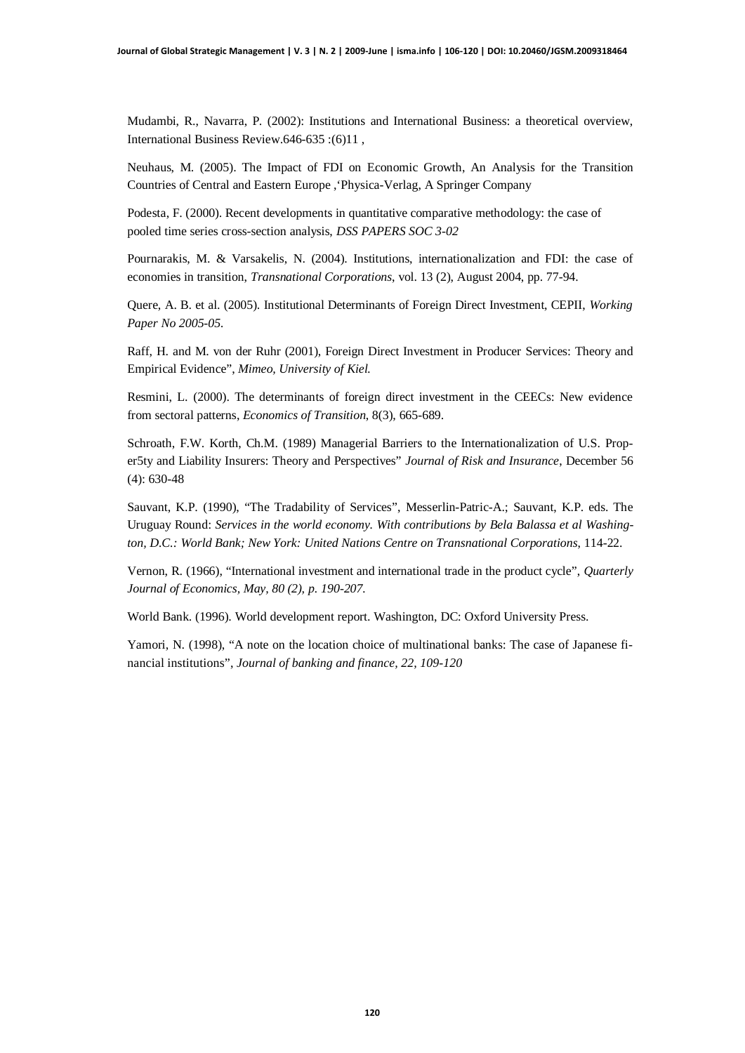Mudambi, R., Navarra, P. (2002): Institutions and International Business: a theoretical overview, International Business Review.646-635 :(6)11 ,

Neuhaus, M. (2005). The Impact of FDI on Economic Growth, An Analysis for the Transition Countries of Central and Eastern Europe ,'Physica-Verlag, A Springer Company

Podesta, F. (2000). Recent developments in quantitative comparative methodology: the case of pooled time series cross-section analysis, *DSS PAPERS SOC 3-02*

Pournarakis, M. & Varsakelis, N. (2004). Institutions, internationalization and FDI: the case of economies in transition, *Transnational Corporations*, vol. 13 (2), August 2004, pp. 77-94.

Quere, A. B. et al. (2005). Institutional Determinants of Foreign Direct Investment, CEPII, *Working Paper No 2005-05*.

Raff, H. and M. von der Ruhr (2001), Foreign Direct Investment in Producer Services: Theory and Empirical Evidence", *Mimeo, University of Kiel.*

Resmini, L. (2000). The determinants of foreign direct investment in the CEECs: New evidence from sectoral patterns, *Economics of Transition*, 8(3), 665-689.

Schroath, F.W. Korth, Ch.M. (1989) Managerial Barriers to the Internationalization of U.S. Proper5ty and Liability Insurers: Theory and Perspectives" *Journal of Risk and Insurance*, December 56 (4): 630-48

Sauvant, K.P. (1990), "The Tradability of Services", Messerlin-Patric-A.; Sauvant, K.P. eds. The Uruguay Round: *Services in the world economy. With contributions by Bela Balassa et al Washington, D.C.: World Bank; New York: United Nations Centre on Transnational Corporations*, 114-22.

Vernon, R. (1966), "International investment and international trade in the product cycle", *Quarterly Journal of Economics, May, 80 (2), p. 190-207.*

World Bank. (1996). World development report. Washington, DC: Oxford University Press.

Yamori, N. (1998), "A note on the location choice of multinational banks: The case of Japanese financial institutions", *Journal of banking and finance, 22, 109-120*